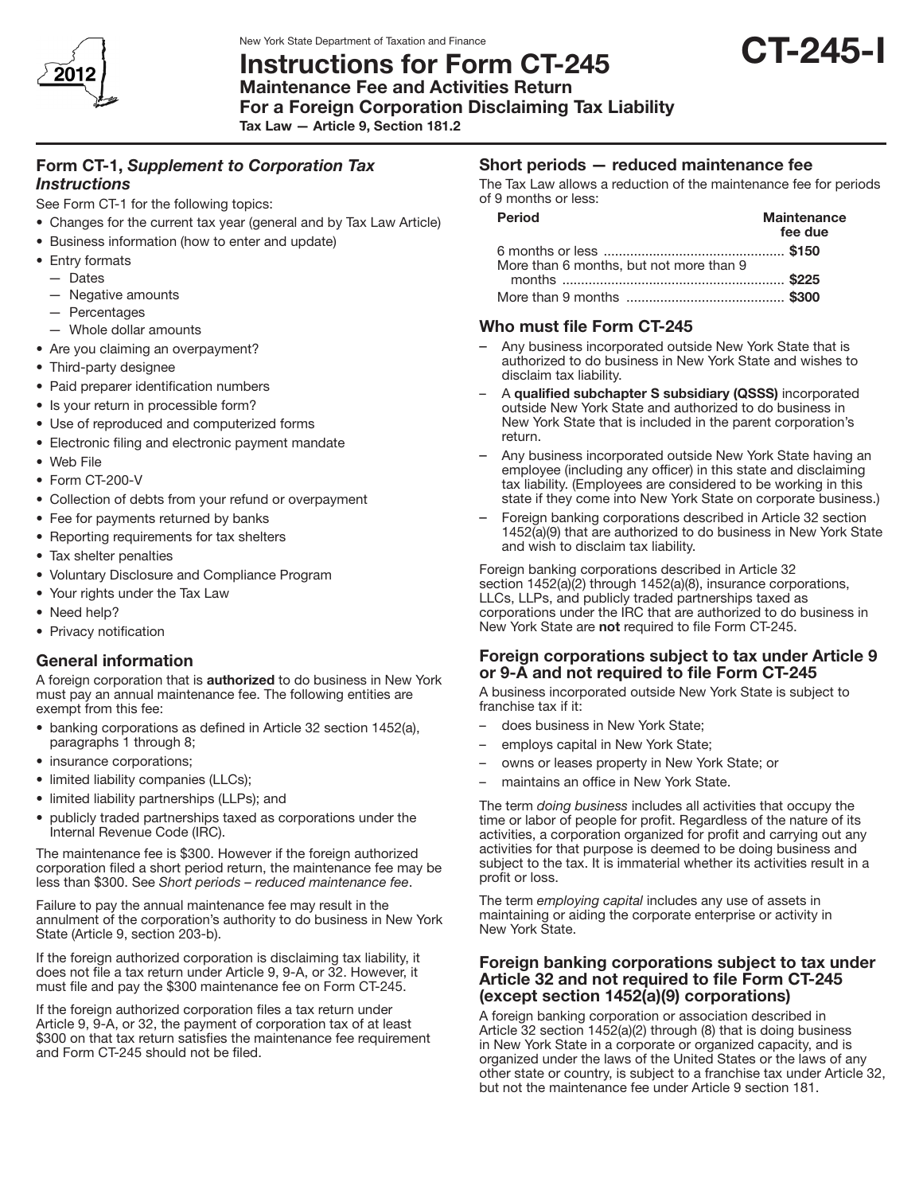New York State Department of Taxation and Finance

# Instructions for Form CT-245

**CT-245-I**

## Maintenance Fee and Activities Return For a Foreign Corporation Disclaiming Tax Liability

**Tax Law — Article 9, Section 181.2**

### Form CT-1, *Supplement to Corporation Tax Instructions*

See Form CT-1 for the following topics:

- Changes for the current tax year (general and by Tax Law Article)
- Business information (how to enter and update)
- Entry formats
  - — Dates
  - — Negative amounts
  - — Percentages
  - — Whole dollar amounts
- Are you claiming an overpayment?
- Third-party designee
- Paid preparer identification numbers
- Is your return in processible form?
- Use of reproduced and computerized forms
- Electronic filing and electronic payment mandate
- Web File
- Form CT-200-V
- Collection of debts from your refund or overpayment
- Fee for payments returned by banks
- Reporting requirements for tax shelters
- Tax shelter penalties
- Voluntary Disclosure and Compliance Program
- Your rights under the Tax Law
- Need help?
- Privacy notification

### General information

A foreign corporation that is **authorized** to do business in New York must pay an annual maintenance fee. The following entities are exempt from this fee:

- banking corporations as defined in Article 32 section 1452(a), paragraphs 1 through 8;
- insurance corporations;
- limited liability companies (LLCs);
- limited liability partnerships (LLPs); and
- publicly traded partnerships taxed as corporations under the Internal Revenue Code (IRC).

The maintenance fee is $300. However if the foreign authorized corporation filed a short period return, the maintenance fee may be less than $300. See *Short periods – reduced maintenance fee*.

Failure to pay the annual maintenance fee may result in the annulment of the corporation's authority to do business in New York State (Article 9, section 203-b).

If the foreign authorized corporation is disclaiming tax liability, it does not file a tax return under Article 9, 9-A, or 32. However, it must file and pay the $300 maintenance fee on Form CT-245.

If the foreign authorized corporation files a tax return under Article 9, 9-A, or 32, the payment of corporation tax of at least $300 on that tax return satisfies the maintenance fee requirement and Form CT-245 should not be filed.

### Short periods — reduced maintenance fee

The Tax Law allows a reduction of the maintenance fee for periods of 9 months or less:

| Period | Maintenance fee due |
|---|---|
| 6 months or less | **$150** |
| More than 6 months, but not more than 9 months | **$225** |
| More than 9 months | **$300** |

### Who must file Form CT-245

- Any business incorporated outside New York State that is authorized to do business in New York State and wishes to disclaim tax liability.
- A **qualified subchapter S subsidiary (QSSS)** incorporated outside New York State and authorized to do business in New York State that is included in the parent corporation's return.
- Any business incorporated outside New York State having an employee (including any officer) in this state and disclaiming tax liability. (Employees are considered to be working in this state if they come into New York State on corporate business.)
- Foreign banking corporations described in Article 32 section 1452(a)(9) that are authorized to do business in New York State and wish to disclaim tax liability.

Foreign banking corporations described in Article 32 section 1452(a)(2) through 1452(a)(8), insurance corporations, LLCs, LLPs, and publicly traded partnerships taxed as corporations under the IRC that are authorized to do business in New York State are **not** required to file Form CT-245.

### Foreign corporations subject to tax under Article 9 or 9-A and not required to file Form CT-245

A business incorporated outside New York State is subject to franchise tax if it:

- does business in New York State;
- employs capital in New York State;
- owns or leases property in New York State; or
- maintains an office in New York State.

The term *doing business* includes all activities that occupy the time or labor of people for profit. Regardless of the nature of its activities, a corporation organized for profit and carrying out any activities for that purpose is deemed to be doing business and subject to the tax. It is immaterial whether its activities result in a profit or loss.

The term *employing capital* includes any use of assets in maintaining or aiding the corporate enterprise or activity in New York State.

### Foreign banking corporations subject to tax under Article 32 and not required to file Form CT-245 (except section 1452(a)(9) corporations)

A foreign banking corporation or association described in Article 32 section 1452(a)(2) through (8) that is doing business in New York State in a corporate or organized capacity, and is organized under the laws of the United States or the laws of any other state or country, is subject to a franchise tax under Article 32, but not the maintenance fee under Article 9 section 181.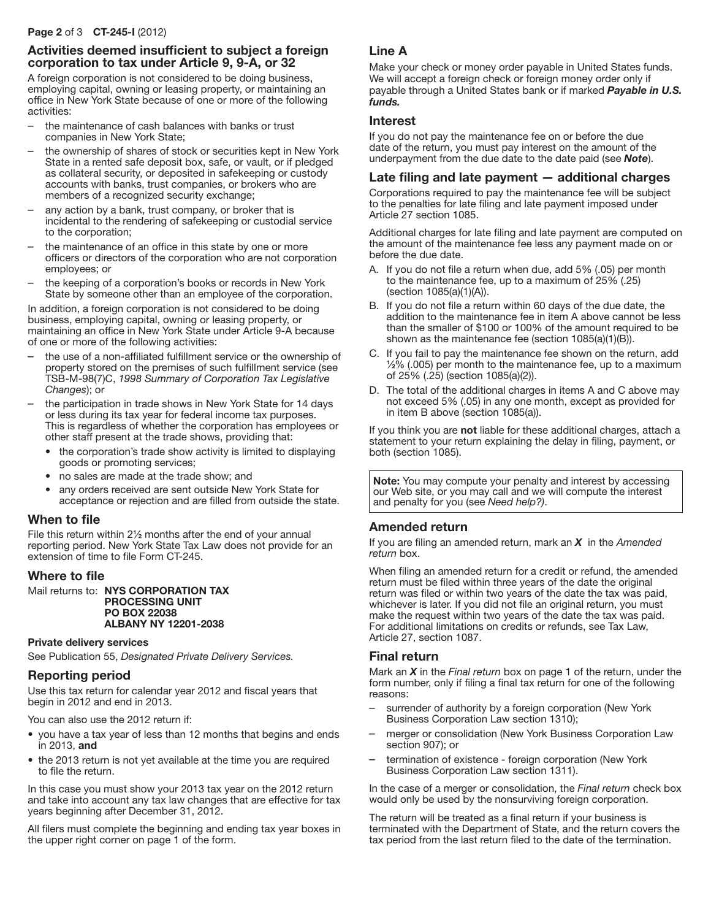## Activities deemed insufficient to subject a foreign corporation to tax under Article 9, 9-A, or 32

A foreign corporation is not considered to be doing business, employing capital, owning or leasing property, or maintaining an office in New York State because of one or more of the following activities:

- the maintenance of cash balances with banks or trust companies in New York State;
- the ownership of shares of stock or securities kept in New York State in a rented safe deposit box, safe, or vault, or if pledged as collateral security, or deposited in safekeeping or custody accounts with banks, trust companies, or brokers who are members of a recognized security exchange;
- any action by a bank, trust company, or broker that is incidental to the rendering of safekeeping or custodial service to the corporation;
- the maintenance of an office in this state by one or more officers or directors of the corporation who are not corporation employees; or
- the keeping of a corporation's books or records in New York State by someone other than an employee of the corporation.

In addition, a foreign corporation is not considered to be doing business, employing capital, owning or leasing property, or maintaining an office in New York State under Article 9-A because of one or more of the following activities:

- the use of a non-affiliated fulfillment service or the ownership of property stored on the premises of such fulfillment service (see TSB-M-98(7)C, *1998 Summary of Corporation Tax Legislative Changes*); or
- the participation in trade shows in New York State for 14 days or less during its tax year for federal income tax purposes. This is regardless of whether the corporation has employees or other staff present at the trade shows, providing that:
  - the corporation's trade show activity is limited to displaying goods or promoting services;
  - no sales are made at the trade show; and
  - any orders received are sent outside New York State for acceptance or rejection and are filled from outside the state.

## When to file

File this return within 2½ months after the end of your annual reporting period. New York State Tax Law does not provide for an extension of time to file Form CT-245.

## Where to file

Mail returns to: **NYS CORPORATION TAX PROCESSING UNIT PO BOX 22038 ALBANY NY 12201-2038**

#### Private delivery services

See Publication 55, *Designated Private Delivery Services*.

## Reporting period

Use this tax return for calendar year 2012 and fiscal years that begin in 2012 and end in 2013.

You can also use the 2012 return if:

- you have a tax year of less than 12 months that begins and ends in 2013, **and**
- the 2013 return is not yet available at the time you are required to file the return.

In this case you must show your 2013 tax year on the 2012 return and take into account any tax law changes that are effective for tax years beginning after December 31, 2012.

All filers must complete the beginning and ending tax year boxes in the upper right corner on page 1 of the form.

## Line A

Make your check or money order payable in United States funds. We will accept a foreign check or foreign money order only if payable through a United States bank or if marked ***Payable in U.S. funds.***

## Interest

If you do not pay the maintenance fee on or before the due date of the return, you must pay interest on the amount of the underpayment from the due date to the date paid (see ***Note***).

## Late filing and late payment — additional charges

Corporations required to pay the maintenance fee will be subject to the penalties for late filing and late payment imposed under Article 27 section 1085.

Additional charges for late filing and late payment are computed on the amount of the maintenance fee less any payment made on or before the due date.

A. If you do not file a return when due, add 5% (.05) per month to the maintenance fee, up to a maximum of 25% (.25) (section 1085(a)(1)(A)).

B. If you do not file a return within 60 days of the due date, the addition to the maintenance fee in item A above cannot be less than the smaller of $100 or 100% of the amount required to be shown as the maintenance fee (section 1085(a)(1)(B)).

C. If you fail to pay the maintenance fee shown on the return, add ½% (.005) per month to the maintenance fee, up to a maximum of 25% (.25) (section 1085(a)(2)).

D. The total of the additional charges in items A and C above may not exceed 5% (.05) in any one month, except as provided for in item B above (section 1085(a)).

If you think you are **not** liable for these additional charges, attach a statement to your return explaining the delay in filing, payment, or both (section 1085).

**Note:** You may compute your penalty and interest by accessing our Web site, or you may call and we will compute the interest and penalty for you (see *Need help?)*.

## Amended return

If you are filing an amended return, mark an ***X*** in the *Amended return* box.

When filing an amended return for a credit or refund, the amended return must be filed within three years of the date the original return was filed or within two years of the date the tax was paid, whichever is later. If you did not file an original return, you must make the request within two years of the date the tax was paid. For additional limitations on credits or refunds, see Tax Law, Article 27, section 1087.

## Final return

Mark an ***X*** in the *Final return* box on page 1 of the return, under the form number, only if filing a final tax return for one of the following reasons:

- surrender of authority by a foreign corporation (New York Business Corporation Law section 1310);
- merger or consolidation (New York Business Corporation Law section 907); or
- termination of existence - foreign corporation (New York Business Corporation Law section 1311).

In the case of a merger or consolidation, the *Final return* check box would only be used by the nonsurviving foreign corporation.

The return will be treated as a final return if your business is terminated with the Department of State, and the return covers the tax period from the last return filed to the date of the termination.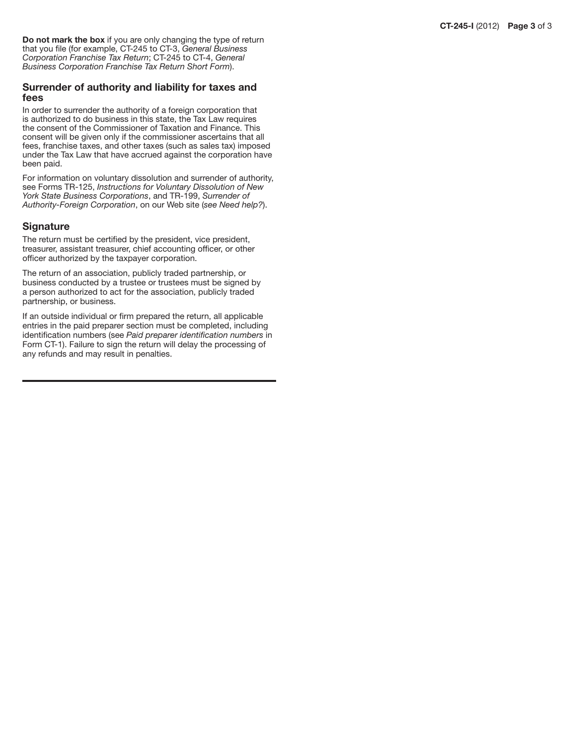**Do not mark the box** if you are only changing the type of return that you file (for example, CT-245 to CT-3, *General Business Corporation Franchise Tax Return*; CT-245 to CT-4, *General Business Corporation Franchise Tax Return Short Form*).

## Surrender of authority and liability for taxes and fees

In order to surrender the authority of a foreign corporation that is authorized to do business in this state, the Tax Law requires the consent of the Commissioner of Taxation and Finance. This consent will be given only if the commissioner ascertains that all fees, franchise taxes, and other taxes (such as sales tax) imposed under the Tax Law that have accrued against the corporation have been paid.

For information on voluntary dissolution and surrender of authority, see Forms TR-125, *Instructions for Voluntary Dissolution of New York State Business Corporations*, and TR-199, *Surrender of Authority-Foreign Corporation*, on our Web site (*see Need help?*).

## Signature

The return must be certified by the president, vice president, treasurer, assistant treasurer, chief accounting officer, or other officer authorized by the taxpayer corporation.

The return of an association, publicly traded partnership, or business conducted by a trustee or trustees must be signed by a person authorized to act for the association, publicly traded partnership, or business.

If an outside individual or firm prepared the return, all applicable entries in the paid preparer section must be completed, including identification numbers (see *Paid preparer identification numbers* in Form CT-1). Failure to sign the return will delay the processing of any refunds and may result in penalties.